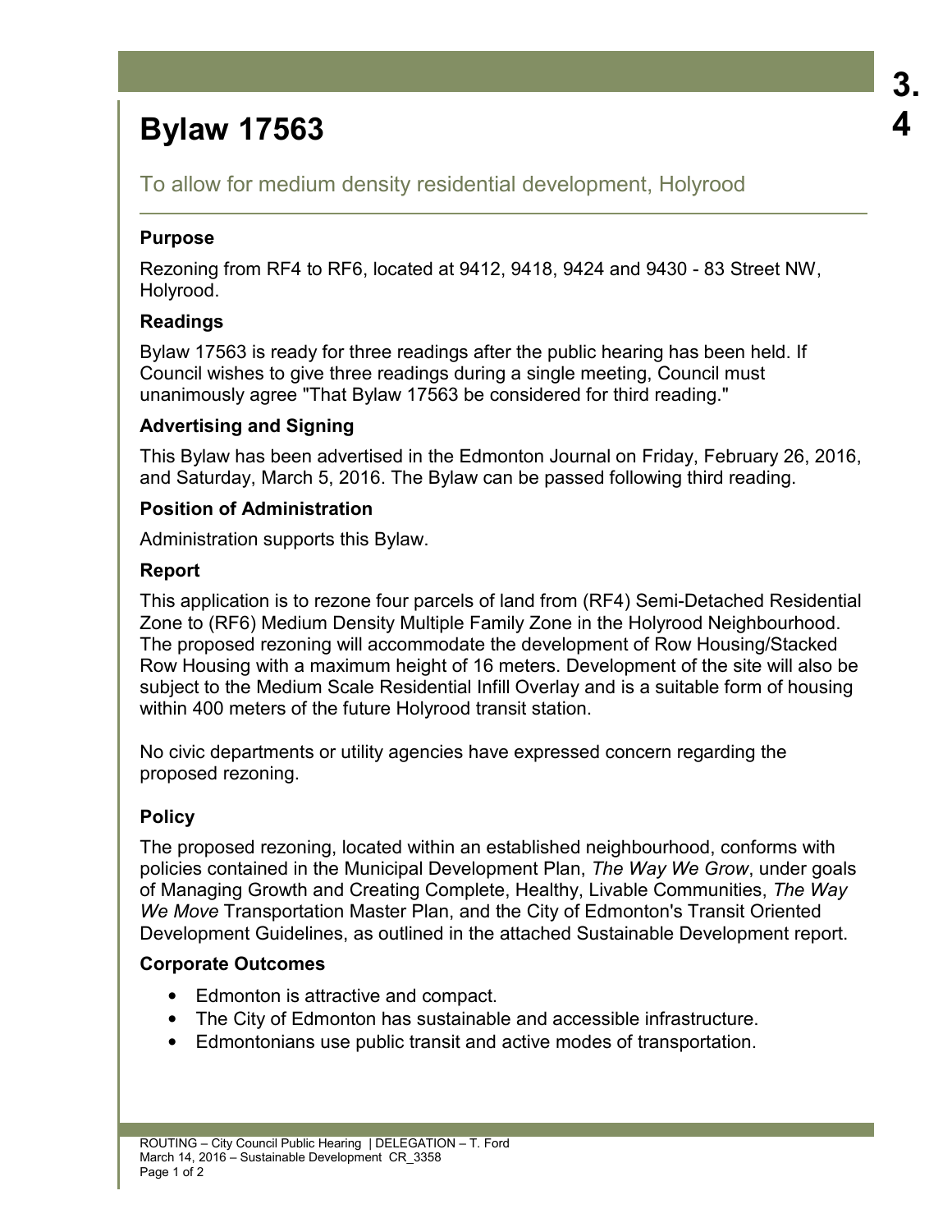# Bylaw 17563

To allow for medium density residential development, Holyrood

### Purpose

Rezoning from RF4 to RF6, located at 9412, 9418, 9424 and 9430 - 83 Street NW, Holyrood.

### Readings

Bylaw 17563 is ready for three readings after the public hearing has been held. If Council wishes to give three readings during a single meeting, Council must unanimously agree "That Bylaw 17563 be considered for third reading."

### Advertising and Signing

This Bylaw has been advertised in the Edmonton Journal on Friday, February 26, 2016, and Saturday, March 5, 2016. The Bylaw can be passed following third reading.

### Position of Administration

Administration supports this Bylaw.

### Report

This application is to rezone four parcels of land from (RF4) Semi-Detached Residential Zone to (RF6) Medium Density Multiple Family Zone in the Holyrood Neighbourhood. The proposed rezoning will accommodate the development of Row Housing/Stacked Row Housing with a maximum height of 16 meters. Development of the site will also be subject to the Medium Scale Residential Infill Overlay and is a suitable form of housing within 400 meters of the future Holyrood transit station.

No civic departments or utility agencies have expressed concern regarding the proposed rezoning.

### Policy

The proposed rezoning, located within an established neighbourhood, conforms with policies contained in the Municipal Development Plan, *The Way We Grow*, under goals of Managing Growth and Creating Complete, Healthy, Livable Communities, *The Way We Move* Transportation Master Plan, and the City of Edmonton's Transit Oriented Development Guidelines, as outlined in the attached Sustainable Development report.

### Corporate Outcomes

- Edmonton is attractive and compact.
- The City of Edmonton has sustainable and accessible infrastructure.
- Edmontonians use public transit and active modes of transportation.

ROUTING – City Council Public Hearing | DELEGATION – T. Ford
March 14, 2016 – Sustainable Development CR_3358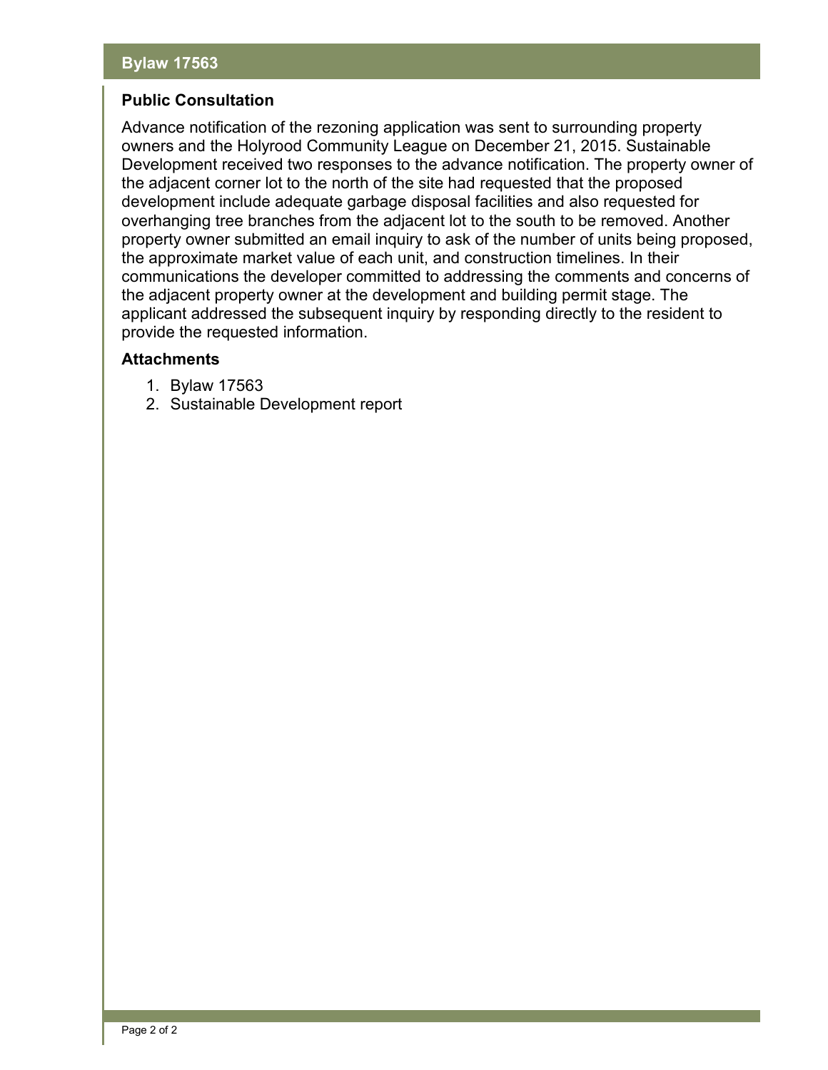## Public Consultation

Advance notification of the rezoning application was sent to surrounding property owners and the Holyrood Community League on December 21, 2015. Sustainable Development received two responses to the advance notification. The property owner of the adjacent corner lot to the north of the site had requested that the proposed development include adequate garbage disposal facilities and also requested for overhanging tree branches from the adjacent lot to the south to be removed. Another property owner submitted an email inquiry to ask of the number of units being proposed, the approximate market value of each unit, and construction timelines. In their communications the developer committed to addressing the comments and concerns of the adjacent property owner at the development and building permit stage. The applicant addressed the subsequent inquiry by responding directly to the resident to provide the requested information.

## Attachments

1. Bylaw 17563
2. Sustainable Development report